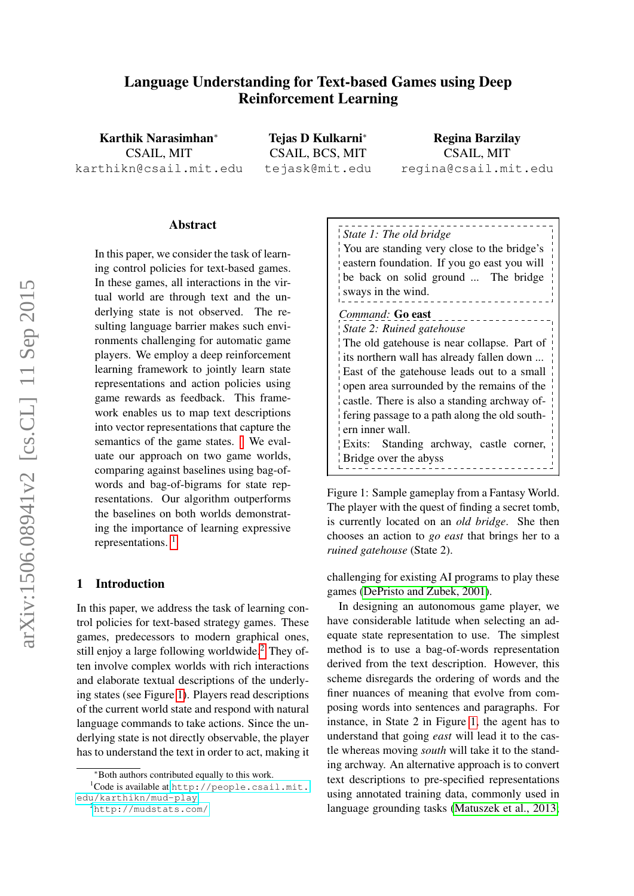# Language Understanding for Text-based Games using Deep Reinforcement Learning

**Karthik Narasimhan**[*]
CSAIL, MIT
karthikn@csail.mit.edu

**Tejas D Kulkarni**[*]
CSAIL, BCS, MIT
tejask@mit.edu

**Regina Barzilay**
CSAIL, MIT
regina@csail.mit.edu

## Abstract

In this paper, we consider the task of learning control policies for text-based games. In these games, all interactions in the virtual world are through text and the underlying state is not observed. The resulting language barrier makes such environments challenging for automatic game players. We employ a deep reinforcement learning framework to jointly learn state representations and action policies using game rewards as feedback. This framework enables us to map text descriptions into vector representations that capture the semantics of the game states. We evaluate our approach on two game worlds, comparing against baselines using bag-of-words and bag-of-bigrams for state representations. Our algorithm outperforms the baselines on both worlds demonstrating the importance of learning expressive representations. [1]

*State 1: The old bridge*
You are standing very close to the bridge's eastern foundation. If you go east you will be back on solid ground ... The bridge sways in the wind.

*Command:* **Go east**

*State 2: Ruined gatehouse*
The old gatehouse is near collapse. Part of its northern wall has already fallen down ... East of the gatehouse leads out to a small open area surrounded by the remains of the castle. There is also a standing archway offering passage to a path along the old southern inner wall.
Exits: Standing archway, castle corner, Bridge over the abyss

Figure 1: Sample gameplay from a Fantasy World. The player with the quest of finding a secret tomb, is currently located on an *old bridge*. She then chooses an action to *go east* that brings her to a *ruined gatehouse* (State 2).

## 1 Introduction

In this paper, we address the task of learning control policies for text-based strategy games. These games, predecessors to modern graphical ones, still enjoy a large following worldwide.[2] They often involve complex worlds with rich interactions and elaborate textual descriptions of the underlying states (see Figure 1). Players read descriptions of the current world state and respond with natural language commands to take actions. Since the underlying state is not directly observable, the player has to understand the text in order to act, making it challenging for existing AI programs to play these games (DePristo and Zubek, 2001).

In designing an autonomous game player, we have considerable latitude when selecting an adequate state representation to use. The simplest method is to use a bag-of-words representation derived from the text description. However, this scheme disregards the ordering of words and the finer nuances of meaning that evolve from composing words into sentences and paragraphs. For instance, in State 2 in Figure 1, the agent has to understand that going *east* will lead it to the castle whereas moving *south* will take it to the standing archway. An alternative approach is to convert text descriptions to pre-specified representations using annotated training data, commonly used in language grounding tasks (Matuszek et al., 2013;

[*] Both authors contributed equally to this work.

[1] Code is available at http://people.csail.mit.edu/karthikn/mud-play

[2] http://mudstats.com/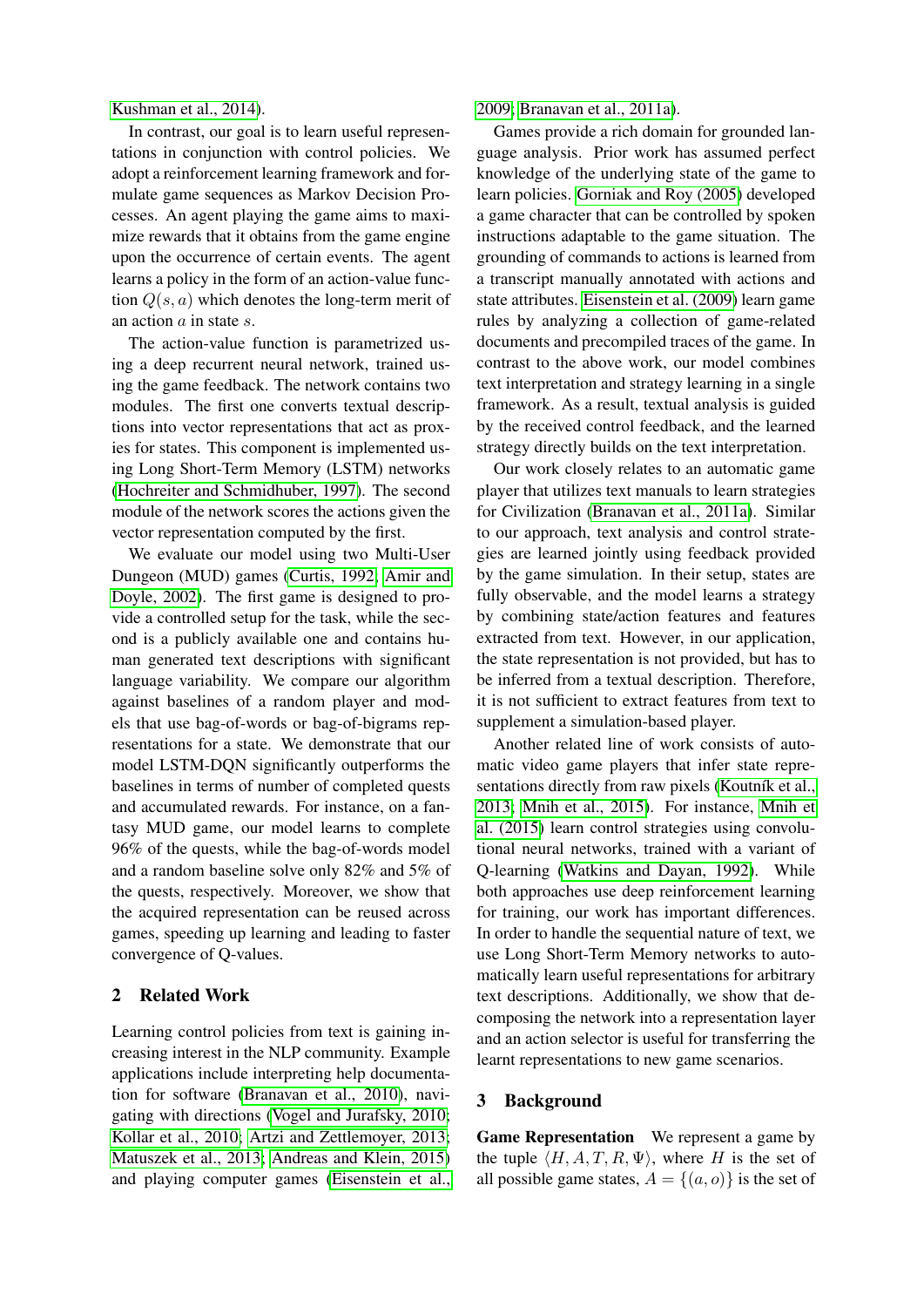Kushman et al., 2014).

In contrast, our goal is to learn useful representations in conjunction with control policies. We adopt a reinforcement learning framework and formulate game sequences as Markov Decision Processes. An agent playing the game aims to maximize rewards that it obtains from the game engine upon the occurrence of certain events. The agent learns a policy in the form of an action-value function $Q(s, a)$ which denotes the long-term merit of an action $a$ in state $s$.

The action-value function is parametrized using a deep recurrent neural network, trained using the game feedback. The network contains two modules. The first one converts textual descriptions into vector representations that act as proxies for states. This component is implemented using Long Short-Term Memory (LSTM) networks (Hochreiter and Schmidhuber, 1997). The second module of the network scores the actions given the vector representation computed by the first.

We evaluate our model using two Multi-User Dungeon (MUD) games (Curtis, 1992; Amir and Doyle, 2002). The first game is designed to provide a controlled setup for the task, while the second is a publicly available one and contains human generated text descriptions with significant language variability. We compare our algorithm against baselines of a random player and models that use bag-of-words or bag-of-bigrams representations for a state. We demonstrate that our model LSTM-DQN significantly outperforms the baselines in terms of number of completed quests and accumulated rewards. For instance, on a fantasy MUD game, our model learns to complete 96% of the quests, while the bag-of-words model and a random baseline solve only 82% and 5% of the quests, respectively. Moreover, we show that the acquired representation can be reused across games, speeding up learning and leading to faster convergence of Q-values.

## 2 Related Work

Learning control policies from text is gaining increasing interest in the NLP community. Example applications include interpreting help documentation for software (Branavan et al., 2010), navigating with directions (Vogel and Jurafsky, 2010; Kollar et al., 2010; Artzi and Zettlemoyer, 2013; Matuszek et al., 2013; Andreas and Klein, 2015) and playing computer games (Eisenstein et al., 2009; Branavan et al., 2011a).

Games provide a rich domain for grounded language analysis. Prior work has assumed perfect knowledge of the underlying state of the game to learn policies. Gorniak and Roy (2005) developed a game character that can be controlled by spoken instructions adaptable to the game situation. The grounding of commands to actions is learned from a transcript manually annotated with actions and state attributes. Eisenstein et al. (2009) learn game rules by analyzing a collection of game-related documents and precompiled traces of the game. In contrast to the above work, our model combines text interpretation and strategy learning in a single framework. As a result, textual analysis is guided by the received control feedback, and the learned strategy directly builds on the text interpretation.

Our work closely relates to an automatic game player that utilizes text manuals to learn strategies for Civilization (Branavan et al., 2011a). Similar to our approach, text analysis and control strategies are learned jointly using feedback provided by the game simulation. In their setup, states are fully observable, and the model learns a strategy by combining state/action features and features extracted from text. However, in our application, the state representation is not provided, but has to be inferred from a textual description. Therefore, it is not sufficient to extract features from text to supplement a simulation-based player.

Another related line of work consists of automatic video game players that infer state representations directly from raw pixels (Koutník et al., 2013; Mnih et al., 2015). For instance, Mnih et al. (2015) learn control strategies using convolutional neural networks, trained with a variant of Q-learning (Watkins and Dayan, 1992). While both approaches use deep reinforcement learning for training, our work has important differences. In order to handle the sequential nature of text, we use Long Short-Term Memory networks to automatically learn useful representations for arbitrary text descriptions. Additionally, we show that decomposing the network into a representation layer and an action selector is useful for transferring the learnt representations to new game scenarios.

## 3 Background

**Game Representation** We represent a game by the tuple $\langle H, A, T, R, \Psi \rangle$, where $H$ is the set of all possible game states, $A = \{(a, o)\}$ is the set of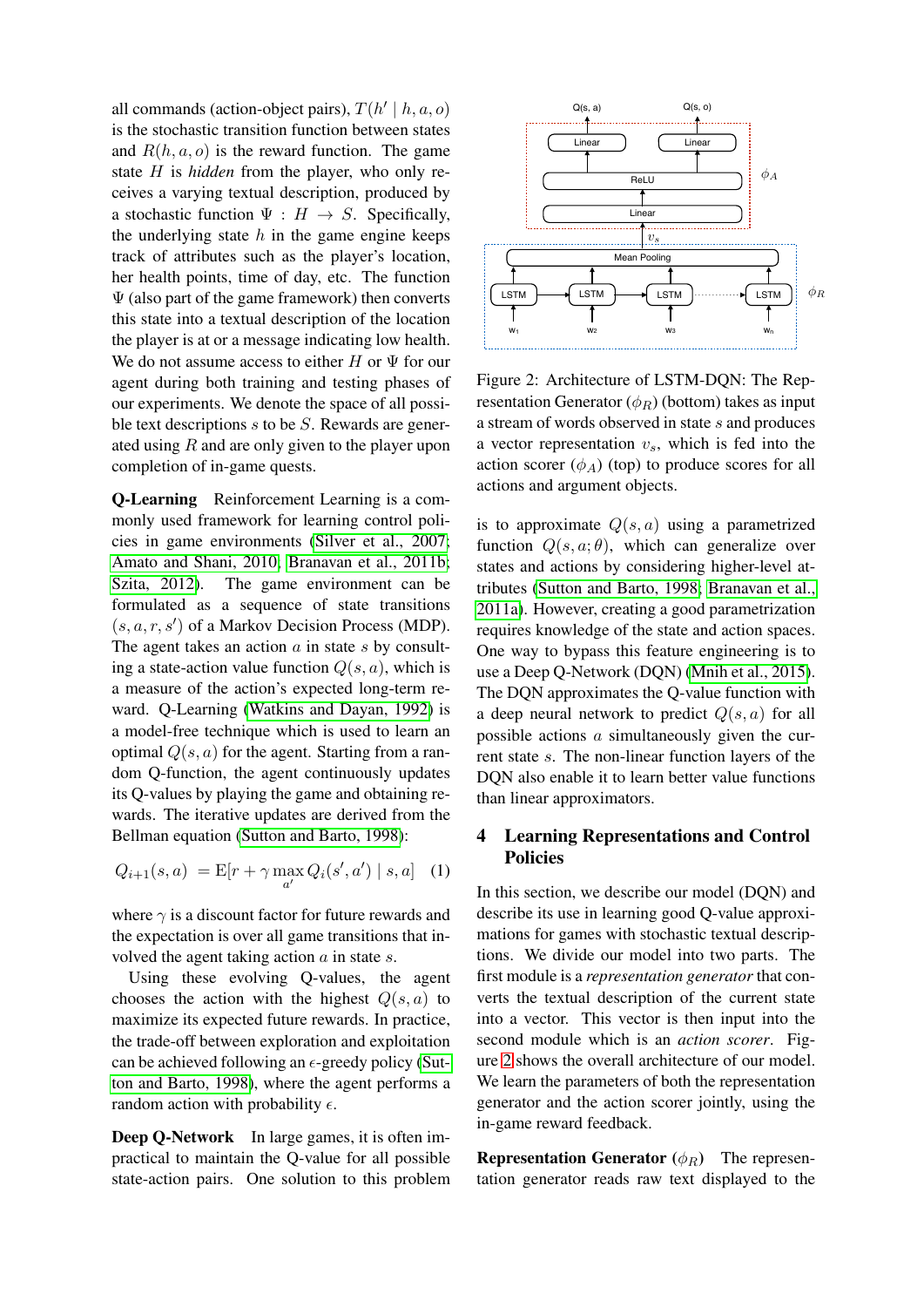all commands (action-object pairs), $T(h' \mid h, a, o)$ is the stochastic transition function between states and $R(h, a, o)$ is the reward function. The game state $H$ is *hidden* from the player, who only receives a varying textual description, produced by a stochastic function $\Psi : H \rightarrow S$. Specifically, the underlying state $h$ in the game engine keeps track of attributes such as the player's location, her health points, time of day, etc. The function $\Psi$ (also part of the game framework) then converts this state into a textual description of the location the player is at or a message indicating low health. We do not assume access to either $H$ or $\Psi$ for our agent during both training and testing phases of our experiments. We denote the space of all possible text descriptions $s$ to be $S$. Rewards are generated using $R$ and are only given to the player upon completion of in-game quests.

**Q-Learning** Reinforcement Learning is a commonly used framework for learning control policies in game environments (Silver et al., 2007; Amato and Shani, 2010; Branavan et al., 2011b; Szita, 2012). The game environment can be formulated as a sequence of state transitions $(s, a, r, s')$ of a Markov Decision Process (MDP). The agent takes an action $a$ in state $s$ by consulting a state-action value function $Q(s, a)$, which is a measure of the action's expected long-term reward. Q-Learning (Watkins and Dayan, 1992) is a model-free technique which is used to learn an optimal $Q(s, a)$ for the agent. Starting from a random Q-function, the agent continuously updates its Q-values by playing the game and obtaining rewards. The iterative updates are derived from the Bellman equation (Sutton and Barto, 1998):

$$Q_{i+1}(s, a) = \mathrm{E}[r + \gamma \max_{a'} Q_i(s', a') \mid s, a] \quad (1)$$

where $\gamma$ is a discount factor for future rewards and the expectation is over all game transitions that involved the agent taking action $a$ in state $s$.

Using these evolving Q-values, the agent chooses the action with the highest $Q(s, a)$ to maximize its expected future rewards. In practice, the trade-off between exploration and exploitation can be achieved following an $\epsilon$-greedy policy (Sutton and Barto, 1998), where the agent performs a random action with probability $\epsilon$.

**Deep Q-Network** In large games, it is often impractical to maintain the Q-value for all possible state-action pairs. One solution to this problem is to approximate $Q(s, a)$ using a parametrized function $Q(s, a; \theta)$, which can generalize over states and actions by considering higher-level attributes (Sutton and Barto, 1998; Branavan et al., 2011a). However, creating a good parametrization requires knowledge of the state and action spaces. One way to bypass this feature engineering is to use a Deep Q-Network (DQN) (Mnih et al., 2015). The DQN approximates the Q-value function with a deep neural network to predict $Q(s, a)$ for all possible actions $a$ simultaneously given the current state $s$. The non-linear function layers of the DQN also enable it to learn better value functions than linear approximators.

Figure 2: Architecture of LSTM-DQN: The Representation Generator ($\phi_R$) (bottom) takes as input a stream of words observed in state $s$ and produces a vector representation $v_s$, which is fed into the action scorer ($\phi_A$) (top) to produce scores for all actions and argument objects.

## 4 Learning Representations and Control Policies

In this section, we describe our model (DQN) and describe its use in learning good Q-value approximations for games with stochastic textual descriptions. We divide our model into two parts. The first module is a *representation generator* that converts the textual description of the current state into a vector. This vector is then input into the second module which is an *action scorer*. Figure 2 shows the overall architecture of our model. We learn the parameters of both the representation generator and the action scorer jointly, using the in-game reward feedback.

**Representation Generator ($\phi_R$)** The representation generator reads raw text displayed to the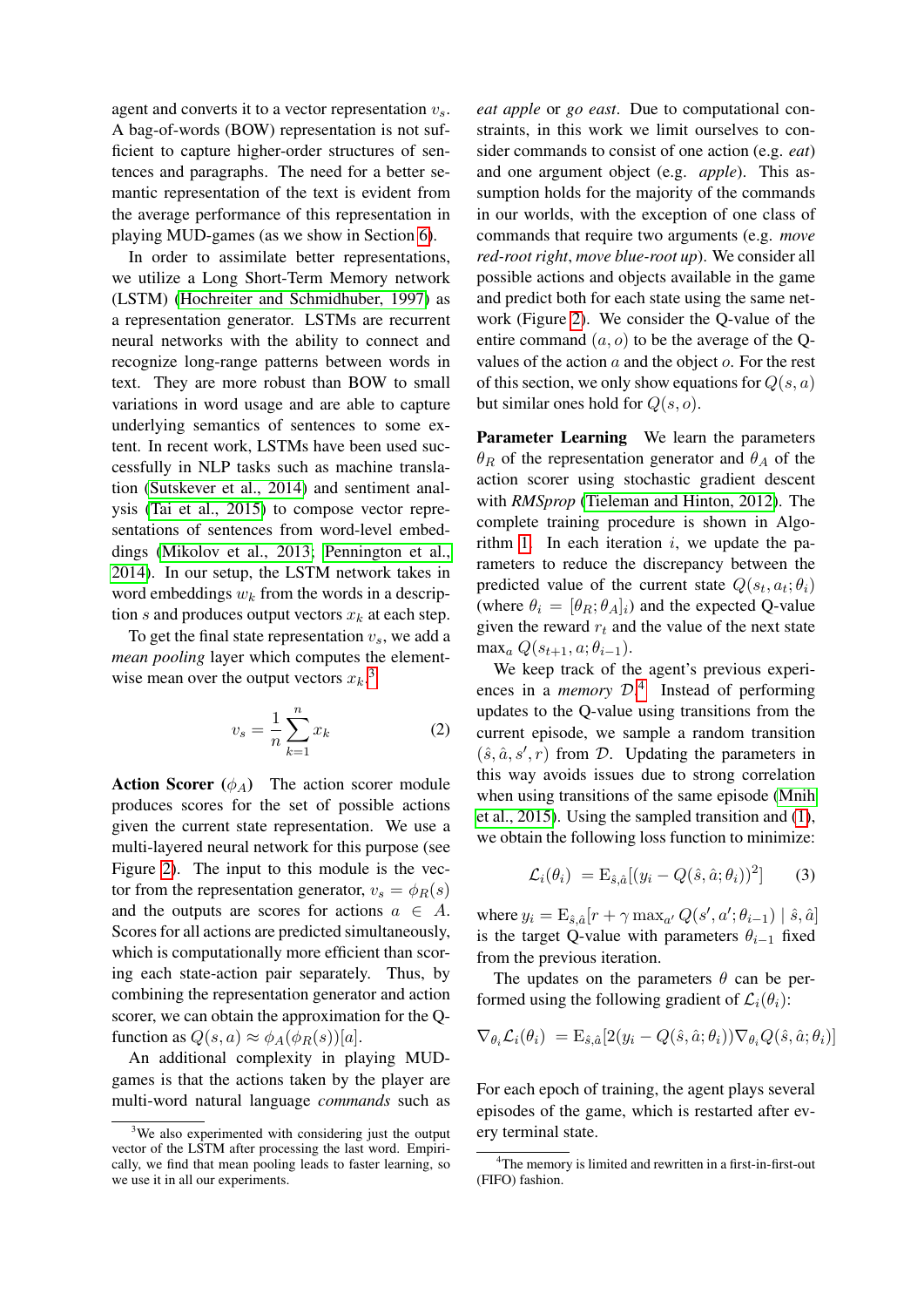agent and converts it to a vector representation $v_s$. A bag-of-words (BOW) representation is not sufficient to capture higher-order structures of sentences and paragraphs. The need for a better semantic representation of the text is evident from the average performance of this representation in playing MUD-games (as we show in Section 6).

In order to assimilate better representations, we utilize a Long Short-Term Memory network (LSTM) (Hochreiter and Schmidhuber, 1997) as a representation generator. LSTMs are recurrent neural networks with the ability to connect and recognize long-range patterns between words in text. They are more robust than BOW to small variations in word usage and are able to capture underlying semantics of sentences to some extent. In recent work, LSTMs have been used successfully in NLP tasks such as machine translation (Sutskever et al., 2014) and sentiment analysis (Tai et al., 2015) to compose vector representations of sentences from word-level embeddings (Mikolov et al., 2013; Pennington et al., 2014). In our setup, the LSTM network takes in word embeddings $w_k$ from the words in a description $s$ and produces output vectors $x_k$ at each step.

To get the final state representation $v_s$, we add a *mean pooling* layer which computes the element-wise mean over the output vectors $x_k$.[3]

$$v_s = \frac{1}{n} \sum_{k=1}^{n} x_k \tag{2}$$

**Action Scorer ($\phi_A$)** The action scorer module produces scores for the set of possible actions given the current state representation. We use a multi-layered neural network for this purpose (see Figure 2). The input to this module is the vector from the representation generator, $v_s = \phi_R(s)$ and the outputs are scores for actions $a \in A$. Scores for all actions are predicted simultaneously, which is computationally more efficient than scoring each state-action pair separately. Thus, by combining the representation generator and action scorer, we can obtain the approximation for the Q-function as $Q(s, a) \approx \phi_A(\phi_R(s))[a]$.

An additional complexity in playing MUD-games is that the actions taken by the player are multi-word natural language *commands* such as *eat apple* or *go east*. Due to computational constraints, in this work we limit ourselves to consider commands to consist of one action (e.g. *eat*) and one argument object (e.g. *apple*). This assumption holds for the majority of the commands in our worlds, with the exception of one class of commands that require two arguments (e.g. *move red-root right*, *move blue-root up*). We consider all possible actions and objects available in the game and predict both for each state using the same network (Figure 2). We consider the Q-value of the entire command $(a, o)$ to be the average of the Q-values of the action $a$ and the object $o$. For the rest of this section, we only show equations for $Q(s, a)$ but similar ones hold for $Q(s, o)$.

**Parameter Learning** We learn the parameters $\theta_R$ of the representation generator and $\theta_A$ of the action scorer using stochastic gradient descent with *RMSprop* (Tieleman and Hinton, 2012). The complete training procedure is shown in Algorithm 1. In each iteration $i$, we update the parameters to reduce the discrepancy between the predicted value of the current state $Q(s_t, a_t; \theta_i)$ (where $\theta_i = [\theta_R; \theta_A]_i$) and the expected Q-value given the reward $r_t$ and the value of the next state $\max_a Q(s_{t+1}, a; \theta_{i-1})$.

We keep track of the agent's previous experiences in a *memory* $\mathcal{D}$.[4] Instead of performing updates to the Q-value using transitions from the current episode, we sample a random transition $(\hat{s}, \hat{a}, s', r)$ from $\mathcal{D}$. Updating the parameters in this way avoids issues due to strong correlation when using transitions of the same episode (Mnih et al., 2015). Using the sampled transition and (1), we obtain the following loss function to minimize:

$$\mathcal{L}_i(\theta_i) = \mathrm{E}_{\hat{s},\hat{a}}[(y_i - Q(\hat{s}, \hat{a}; \theta_i))^2] \tag{3}$$

where $y_i = \mathrm{E}_{\hat{s},\hat{a}}[r + \gamma \max_{a'} Q(s', a'; \theta_{i-1}) \mid \hat{s}, \hat{a}]$ is the target Q-value with parameters $\theta_{i-1}$ fixed from the previous iteration.

The updates on the parameters $\theta$ can be performed using the following gradient of $\mathcal{L}_i(\theta_i)$:

$$\nabla_{\theta_i} \mathcal{L}_i(\theta_i) = \mathrm{E}_{\hat{s},\hat{a}}[2(y_i - Q(\hat{s}, \hat{a}; \theta_i)) \nabla_{\theta_i} Q(\hat{s}, \hat{a}; \theta_i)]$$

For each epoch of training, the agent plays several episodes of the game, which is restarted after every terminal state.

[3] We also experimented with considering just the output vector of the LSTM after processing the last word. Empirically, we find that mean pooling leads to faster learning, so we use it in all our experiments.

[4] The memory is limited and rewritten in a first-in-first-out (FIFO) fashion.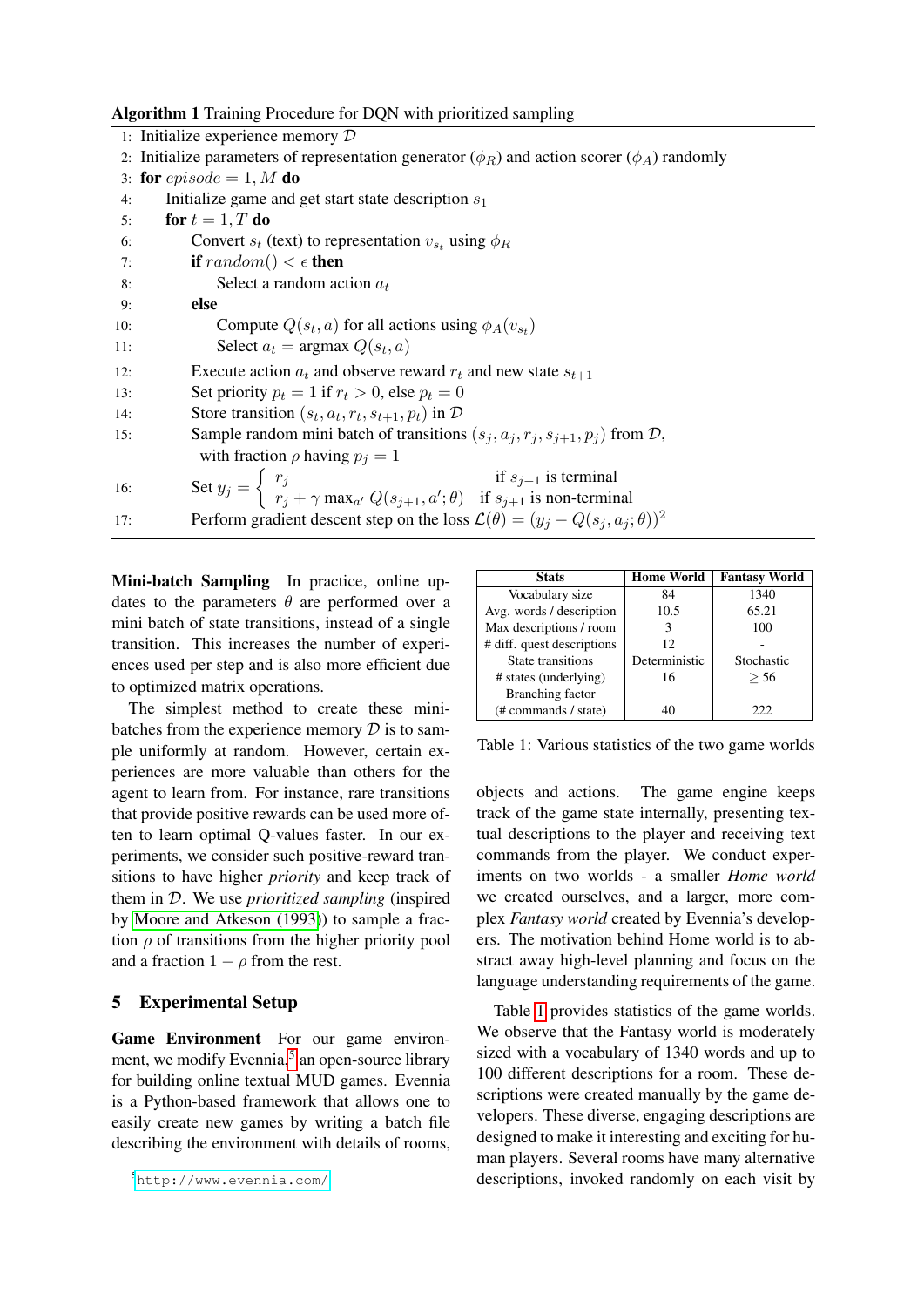**Algorithm 1** Training Procedure for DQN with prioritized sampling

```
1:  Initialize experience memory D
2:  Initialize parameters of representation generator (φ_R) and action scorer (φ_A) randomly
3:  for episode = 1, M do
4:      Initialize game and get start state description s_1
5:      for t = 1, T do
6:          Convert s_t (text) to representation v_{s_t} using φ_R
7:          if random() < ε then
8:              Select a random action a_t
9:          else
10:             Compute Q(s_t, a) for all actions using φ_A(v_{s_t})
11:             Select a_t = argmax Q(s_t, a)
12:         Execute action a_t and observe reward r_t and new state s_{t+1}
13:         Set priority p_t = 1 if r_t > 0, else p_t = 0
14:         Store transition (s_t, a_t, r_t, s_{t+1}, p_t) in D
15:         Sample random mini batch of transitions (s_j, a_j, r_j, s_{j+1}, p_j) from D,
              with fraction ρ having p_j = 1
16:         Set y_j = { r_j                                  if s_{j+1} is terminal
                      { r_j + γ max_{a'} Q(s_{j+1}, a'; θ)   if s_{j+1} is non-terminal
17:         Perform gradient descent step on the loss L(θ) = (y_j − Q(s_j, a_j; θ))^2
```

Line 16: $y_j = \begin{cases} r_j & \text{if } s_{j+1} \text{ is terminal} \\ r_j + \gamma \max_{a'} Q(s_{j+1}, a'; \theta) & \text{if } s_{j+1} \text{ is non-terminal} \end{cases}$

Line 17: $\mathcal{L}(\theta) = (y_j - Q(s_j, a_j; \theta))^2$

**Mini-batch Sampling** In practice, online updates to the parameters $\theta$ are performed over a mini batch of state transitions, instead of a single transition. This increases the number of experiences used per step and is also more efficient due to optimized matrix operations.

The simplest method to create these mini-batches from the experience memory $\mathcal{D}$ is to sample uniformly at random. However, certain experiences are more valuable than others for the agent to learn from. For instance, rare transitions that provide positive rewards can be used more often to learn optimal Q-values faster. In our experiments, we consider such positive-reward transitions to have higher *priority* and keep track of them in $\mathcal{D}$. We use *prioritized sampling* (inspired by Moore and Atkeson (1993)) to sample a fraction $\rho$ of transitions from the higher priority pool and a fraction $1 - \rho$ from the rest.

## 5 Experimental Setup

**Game Environment** For our game environment, we modify Evennia,[5] an open-source library for building online textual MUD games. Evennia is a Python-based framework that allows one to easily create new games by writing a batch file describing the environment with details of rooms, objects and actions. The game engine keeps track of the game state internally, presenting textual descriptions to the player and receiving text commands from the player. We conduct experiments on two worlds - a smaller *Home world* we created ourselves, and a larger, more complex *Fantasy world* created by Evennia's developers. The motivation behind Home world is to abstract away high-level planning and focus on the language understanding requirements of the game.

| Stats | Home World | Fantasy World |
|---|---|---|
| Vocabulary size | 84 | 1340 |
| Avg. words / description | 10.5 | 65.21 |
| Max descriptions / room | 3 | 100 |
| # diff. quest descriptions | 12 | - |
| State transitions | Deterministic | Stochastic |
| # states (underlying) | 16 | $\geq 56$ |
| Branching factor (# commands / state) | 40 | 222 |

Table 1: Various statistics of the two game worlds

Table 1 provides statistics of the game worlds. We observe that the Fantasy world is moderately sized with a vocabulary of 1340 words and up to 100 different descriptions for a room. These descriptions were created manually by the game developers. These diverse, engaging descriptions are designed to make it interesting and exciting for human players. Several rooms have many alternative descriptions, invoked randomly on each visit by

[5] http://www.evennia.com/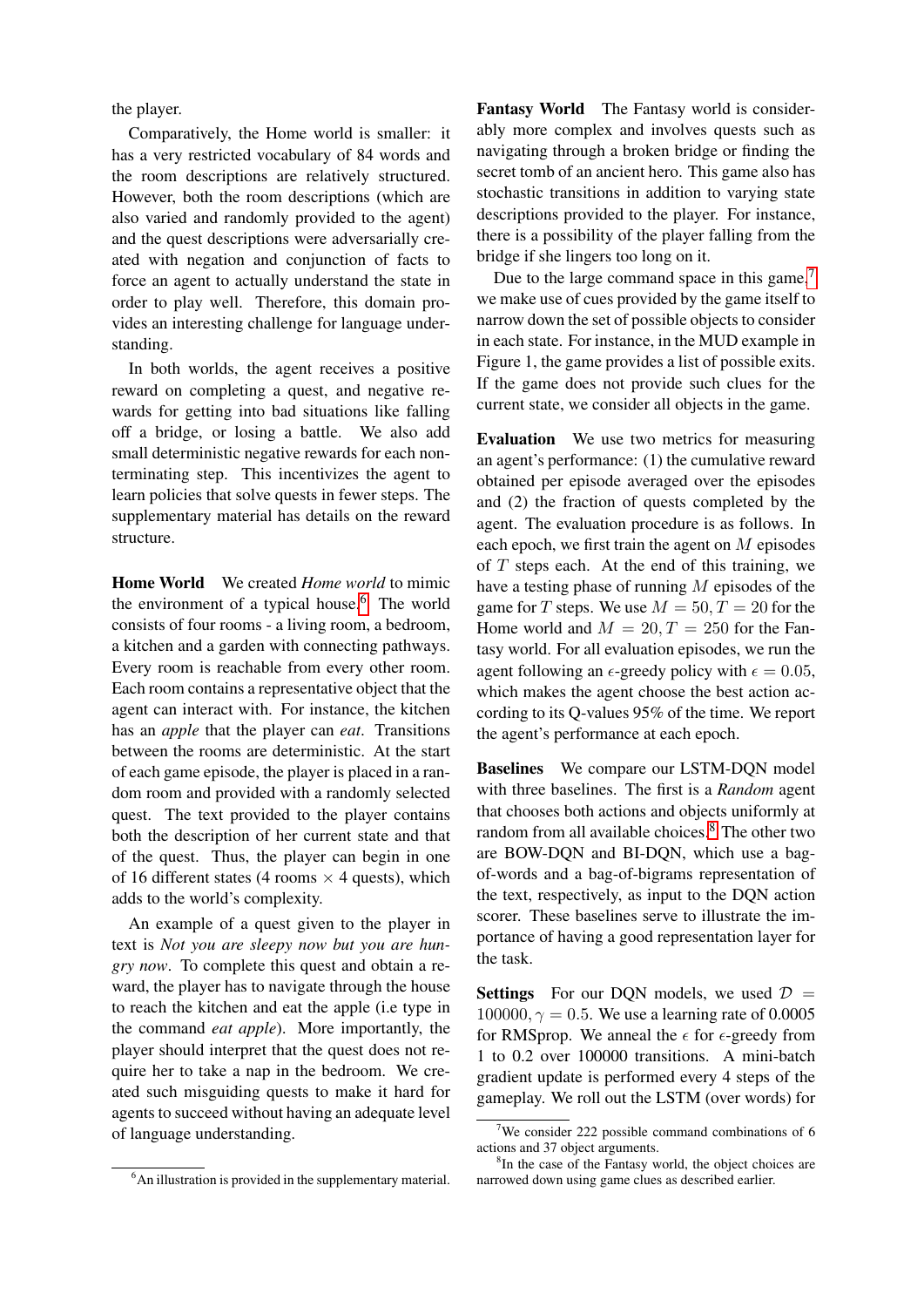the player.

Comparatively, the Home world is smaller: it has a very restricted vocabulary of 84 words and the room descriptions are relatively structured. However, both the room descriptions (which are also varied and randomly provided to the agent) and the quest descriptions were adversarially created with negation and conjunction of facts to force an agent to actually understand the state in order to play well. Therefore, this domain provides an interesting challenge for language understanding.

In both worlds, the agent receives a positive reward on completing a quest, and negative rewards for getting into bad situations like falling off a bridge, or losing a battle. We also add small deterministic negative rewards for each non-terminating step. This incentivizes the agent to learn policies that solve quests in fewer steps. The supplementary material has details on the reward structure.

**Home World** We created *Home world* to mimic the environment of a typical house.[6] The world consists of four rooms - a living room, a bedroom, a kitchen and a garden with connecting pathways. Every room is reachable from every other room. Each room contains a representative object that the agent can interact with. For instance, the kitchen has an *apple* that the player can *eat*. Transitions between the rooms are deterministic. At the start of each game episode, the player is placed in a random room and provided with a randomly selected quest. The text provided to the player contains both the description of her current state and that of the quest. Thus, the player can begin in one of 16 different states (4 rooms $\times$ 4 quests), which adds to the world's complexity.

An example of a quest given to the player in text is *Not you are sleepy now but you are hungry now*. To complete this quest and obtain a reward, the player has to navigate through the house to reach the kitchen and eat the apple (i.e type in the command *eat apple*). More importantly, the player should interpret that the quest does not require her to take a nap in the bedroom. We created such misguiding quests to make it hard for agents to succeed without having an adequate level of language understanding.

**Fantasy World** The Fantasy world is considerably more complex and involves quests such as navigating through a broken bridge or finding the secret tomb of an ancient hero. This game also has stochastic transitions in addition to varying state descriptions provided to the player. For instance, there is a possibility of the player falling from the bridge if she lingers too long on it.

Due to the large command space in this game,[7] we make use of cues provided by the game itself to narrow down the set of possible objects to consider in each state. For instance, in the MUD example in Figure 1, the game provides a list of possible exits. If the game does not provide such clues for the current state, we consider all objects in the game.

**Evaluation** We use two metrics for measuring an agent's performance: (1) the cumulative reward obtained per episode averaged over the episodes and (2) the fraction of quests completed by the agent. The evaluation procedure is as follows. In each epoch, we first train the agent on $M$ episodes of $T$ steps each. At the end of this training, we have a testing phase of running $M$ episodes of the game for $T$ steps. We use $M = 50, T = 20$ for the Home world and $M = 20, T = 250$ for the Fantasy world. For all evaluation episodes, we run the agent following an $\epsilon$-greedy policy with $\epsilon = 0.05$, which makes the agent choose the best action according to its Q-values 95% of the time. We report the agent's performance at each epoch.

**Baselines** We compare our LSTM-DQN model with three baselines. The first is a *Random* agent that chooses both actions and objects uniformly at random from all available choices.[8] The other two are BOW-DQN and BI-DQN, which use a bag-of-words and a bag-of-bigrams representation of the text, respectively, as input to the DQN action scorer. These baselines serve to illustrate the importance of having a good representation layer for the task.

**Settings** For our DQN models, we used $\mathcal{D} = 100000, \gamma = 0.5$. We use a learning rate of 0.0005 for RMSprop. We anneal the $\epsilon$ for $\epsilon$-greedy from 1 to 0.2 over 100000 transitions. A mini-batch gradient update is performed every 4 steps of the gameplay. We roll out the LSTM (over words) for

[6] An illustration is provided in the supplementary material.

[7] We consider 222 possible command combinations of 6 actions and 37 object arguments.

[8] In the case of the Fantasy world, the object choices are narrowed down using game clues as described earlier.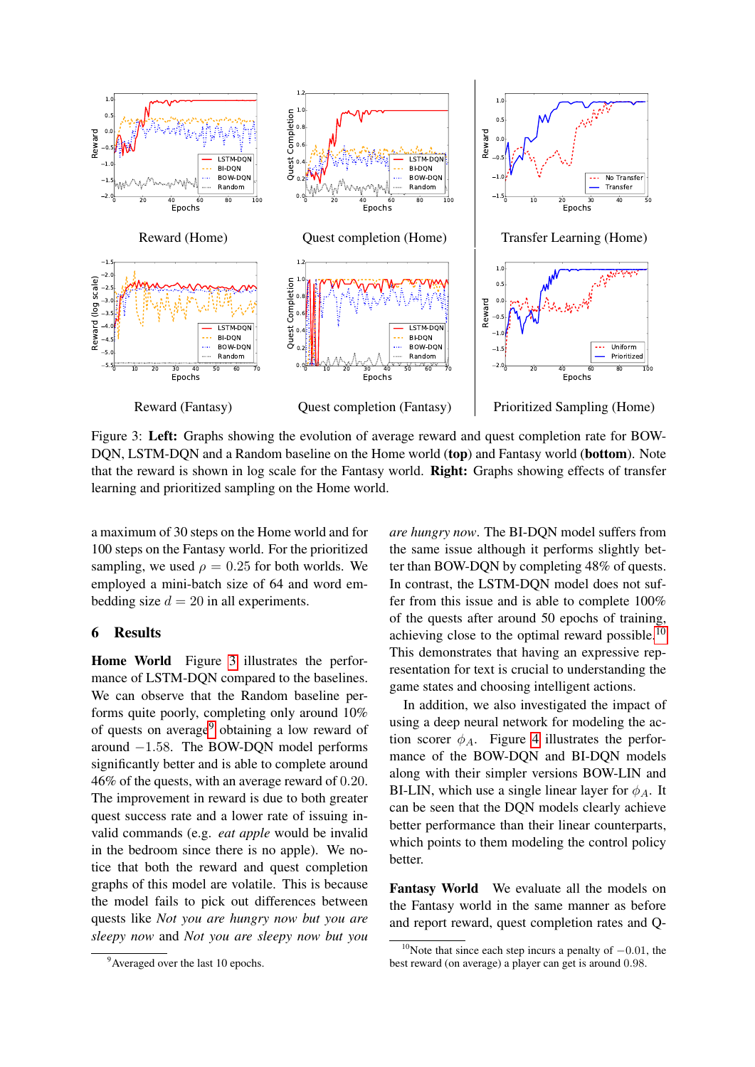Reward (Home)

Quest completion (Home)

Transfer Learning (Home)

Reward (Fantasy)

Quest completion (Fantasy)

Prioritized Sampling (Home)

Figure 3: **Left:** Graphs showing the evolution of average reward and quest completion rate for BOW-DQN, LSTM-DQN and a Random baseline on the Home world (**top**) and Fantasy world (**bottom**). Note that the reward is shown in log scale for the Fantasy world. **Right:** Graphs showing effects of transfer learning and prioritized sampling on the Home world.

a maximum of 30 steps on the Home world and for 100 steps on the Fantasy world. For the prioritized sampling, we used $\rho = 0.25$ for both worlds. We employed a mini-batch size of 64 and word embedding size $d = 20$ in all experiments.

## 6 Results

**Home World** Figure 3 illustrates the performance of LSTM-DQN compared to the baselines. We can observe that the Random baseline performs quite poorly, completing only around 10% of quests on average[9] obtaining a low reward of around $-1.58$. The BOW-DQN model performs significantly better and is able to complete around 46% of the quests, with an average reward of 0.20. The improvement in reward is due to both greater quest success rate and a lower rate of issuing invalid commands (e.g. *eat apple* would be invalid in the bedroom since there is no apple). We notice that both the reward and quest completion graphs of this model are volatile. This is because the model fails to pick out differences between quests like *Not you are hungry now but you are sleepy now* and *Not you are sleepy now but you are hungry now*. The BI-DQN model suffers from the same issue although it performs slightly better than BOW-DQN by completing 48% of quests. In contrast, the LSTM-DQN model does not suffer from this issue and is able to complete 100% of the quests after around 50 epochs of training, achieving close to the optimal reward possible.[10] This demonstrates that having an expressive representation for text is crucial to understanding the game states and choosing intelligent actions.

In addition, we also investigated the impact of using a deep neural network for modeling the action scorer $\phi_A$. Figure 4 illustrates the performance of the BOW-DQN and BI-DQN models along with their simpler versions BOW-LIN and BI-LIN, which use a single linear layer for $\phi_A$. It can be seen that the DQN models clearly achieve better performance than their linear counterparts, which points to them modeling the control policy better.

**Fantasy World** We evaluate all the models on the Fantasy world in the same manner as before and report reward, quest completion rates and Q-

[9] Averaged over the last 10 epochs.

[10] Note that since each step incurs a penalty of $-0.01$, the best reward (on average) a player can get is around 0.98.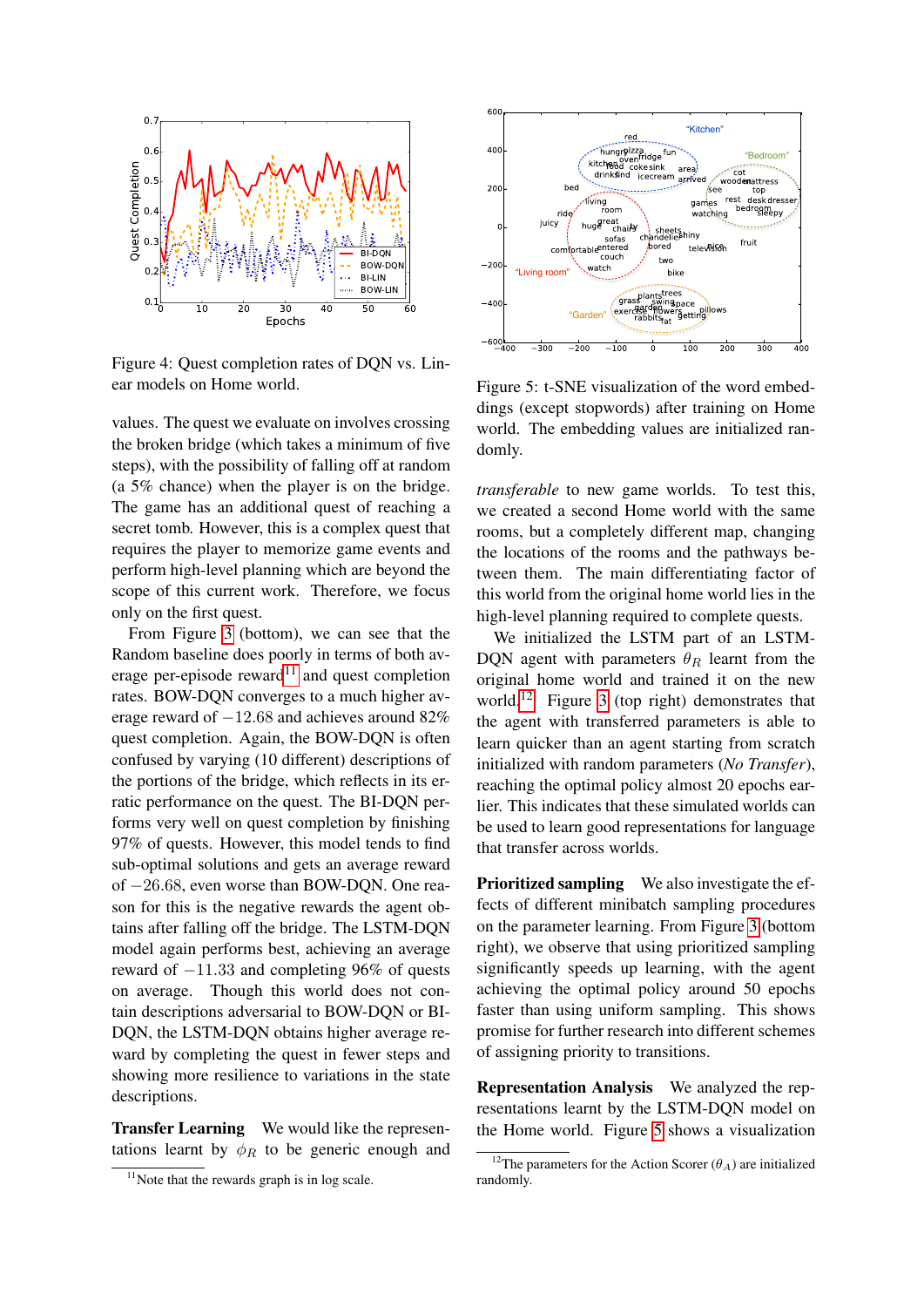Figure 4: Quest completion rates of DQN vs. Linear models on Home world.

values. The quest we evaluate on involves crossing the broken bridge (which takes a minimum of five steps), with the possibility of falling off at random (a 5% chance) when the player is on the bridge. The game has an additional quest of reaching a secret tomb. However, this is a complex quest that requires the player to memorize game events and perform high-level planning which are beyond the scope of this current work. Therefore, we focus only on the first quest.

From Figure 3 (bottom), we can see that the Random baseline does poorly in terms of both average per-episode reward[11] and quest completion rates. BOW-DQN converges to a much higher average reward of $-12.68$ and achieves around 82% quest completion. Again, the BOW-DQN is often confused by varying (10 different) descriptions of the portions of the bridge, which reflects in its erratic performance on the quest. The BI-DQN performs very well on quest completion by finishing 97% of quests. However, this model tends to find sub-optimal solutions and gets an average reward of $-26.68$, even worse than BOW-DQN. One reason for this is the negative rewards the agent obtains after falling off the bridge. The LSTM-DQN model again performs best, achieving an average reward of $-11.33$ and completing 96% of quests on average. Though this world does not contain descriptions adversarial to BOW-DQN or BI-DQN, the LSTM-DQN obtains higher average reward by completing the quest in fewer steps and showing more resilience to variations in the state descriptions.

**Transfer Learning** We would like the representations learnt by $\phi_R$ to be generic enough and *transferable* to new game worlds. To test this, we created a second Home world with the same rooms, but a completely different map, changing the locations of the rooms and the pathways between them. The main differentiating factor of this world from the original home world lies in the high-level planning required to complete quests.

We initialized the LSTM part of an LSTM-DQN agent with parameters $\theta_R$ learnt from the original home world and trained it on the new world.[12] Figure 3 (top right) demonstrates that the agent with transferred parameters is able to learn quicker than an agent starting from scratch initialized with random parameters (*No Transfer*), reaching the optimal policy almost 20 epochs earlier. This indicates that these simulated worlds can be used to learn good representations for language that transfer across worlds.

Figure 5: t-SNE visualization of the word embeddings (except stopwords) after training on Home world. The embedding values are initialized randomly.

**Prioritized sampling** We also investigate the effects of different minibatch sampling procedures on the parameter learning. From Figure 3 (bottom right), we observe that using prioritized sampling significantly speeds up learning, with the agent achieving the optimal policy around 50 epochs faster than using uniform sampling. This shows promise for further research into different schemes of assigning priority to transitions.

**Representation Analysis** We analyzed the representations learnt by the LSTM-DQN model on the Home world. Figure 5 shows a visualization

[11] Note that the rewards graph is in log scale.

[12] The parameters for the Action Scorer ($\theta_A$) are initialized randomly.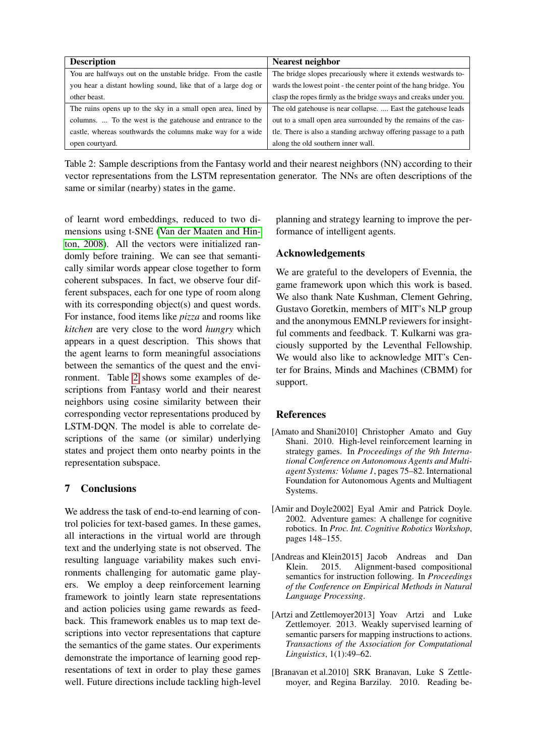| Description | Nearest neighbor |
|---|---|
| You are halfways out on the unstable bridge. From the castle you hear a distant howling sound, like that of a large dog or other beast. | The bridge slopes precariously where it extends westwards towards the lowest point - the center point of the hang bridge. You clasp the ropes firmly as the bridge sways and creaks under you. |
| The ruins opens up to the sky in a small open area, lined by columns. ... To the west is the gatehouse and entrance to the castle, whereas southwards the columns make way for a wide open courtyard. | The old gatehouse is near collapse. .... East the gatehouse leads out to a small open area surrounded by the remains of the castle. There is also a standing archway offering passage to a path along the old southern inner wall. |

Table 2: Sample descriptions from the Fantasy world and their nearest neighbors (NN) according to their vector representations from the LSTM representation generator. The NNs are often descriptions of the same or similar (nearby) states in the game.

of learnt word embeddings, reduced to two dimensions using t-SNE (Van der Maaten and Hinton, 2008). All the vectors were initialized randomly before training. We can see that semantically similar words appear close together to form coherent subspaces. In fact, we observe four different subspaces, each for one type of room along with its corresponding object(s) and quest words. For instance, food items like *pizza* and rooms like *kitchen* are very close to the word *hungry* which appears in a quest description. This shows that the agent learns to form meaningful associations between the semantics of the quest and the environment. Table 2 shows some examples of descriptions from Fantasy world and their nearest neighbors using cosine similarity between their corresponding vector representations produced by LSTM-DQN. The model is able to correlate descriptions of the same (or similar) underlying states and project them onto nearby points in the representation subspace.

## 7 Conclusions

We address the task of end-to-end learning of control policies for text-based games. In these games, all interactions in the virtual world are through text and the underlying state is not observed. The resulting language variability makes such environments challenging for automatic game players. We employ a deep reinforcement learning framework to jointly learn state representations and action policies using game rewards as feedback. This framework enables us to map text descriptions into vector representations that capture the semantics of the game states. Our experiments demonstrate the importance of learning good representations of text in order to play these games well. Future directions include tackling high-level planning and strategy learning to improve the performance of intelligent agents.

## Acknowledgements

We are grateful to the developers of Evennia, the game framework upon which this work is based. We also thank Nate Kushman, Clement Gehring, Gustavo Goretkin, members of MIT's NLP group and the anonymous EMNLP reviewers for insightful comments and feedback. T. Kulkarni was graciously supported by the Leventhal Fellowship. We would also like to acknowledge MIT's Center for Brains, Minds and Machines (CBMM) for support.

## References

[Amato and Shani2010] Christopher Amato and Guy Shani. 2010. High-level reinforcement learning in strategy games. In *Proceedings of the 9th International Conference on Autonomous Agents and Multiagent Systems: Volume 1*, pages 75–82. International Foundation for Autonomous Agents and Multiagent Systems.

[Amir and Doyle2002] Eyal Amir and Patrick Doyle. 2002. Adventure games: A challenge for cognitive robotics. In *Proc. Int. Cognitive Robotics Workshop*, pages 148–155.

[Andreas and Klein2015] Jacob Andreas and Dan Klein. 2015. Alignment-based compositional semantics for instruction following. In *Proceedings of the Conference on Empirical Methods in Natural Language Processing*.

[Artzi and Zettlemoyer2013] Yoav Artzi and Luke Zettlemoyer. 2013. Weakly supervised learning of semantic parsers for mapping instructions to actions. *Transactions of the Association for Computational Linguistics*, 1(1):49–62.

[Branavan et al.2010] SRK Branavan, Luke S Zettlemoyer, and Regina Barzilay. 2010. Reading be-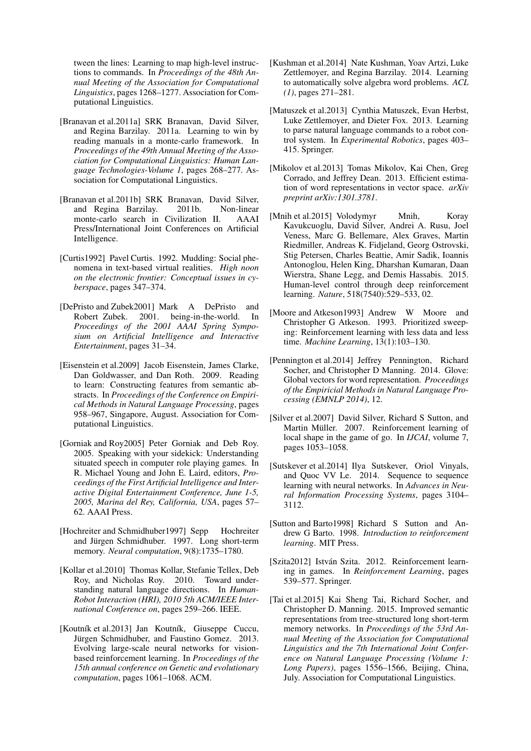tween the lines: Learning to map high-level instructions to commands. In *Proceedings of the 48th Annual Meeting of the Association for Computational Linguistics*, pages 1268–1277. Association for Computational Linguistics.

[Branavan et al.2011a] SRK Branavan, David Silver, and Regina Barzilay. 2011a. Learning to win by reading manuals in a monte-carlo framework. In *Proceedings of the 49th Annual Meeting of the Association for Computational Linguistics: Human Language Technologies-Volume 1*, pages 268–277. Association for Computational Linguistics.

[Branavan et al.2011b] SRK Branavan, David Silver, and Regina Barzilay. 2011b. Non-linear monte-carlo search in Civilization II. AAAI Press/International Joint Conferences on Artificial Intelligence.

[Curtis1992] Pavel Curtis. 1992. Mudding: Social phenomena in text-based virtual realities. *High noon on the electronic frontier: Conceptual issues in cyberspace*, pages 347–374.

[DePristo and Zubek2001] Mark A DePristo and Robert Zubek. 2001. being-in-the-world. In *Proceedings of the 2001 AAAI Spring Symposium on Artificial Intelligence and Interactive Entertainment*, pages 31–34.

[Eisenstein et al.2009] Jacob Eisenstein, James Clarke, Dan Goldwasser, and Dan Roth. 2009. Reading to learn: Constructing features from semantic abstracts. In *Proceedings of the Conference on Empirical Methods in Natural Language Processing*, pages 958–967, Singapore, August. Association for Computational Linguistics.

[Gorniak and Roy2005] Peter Gorniak and Deb Roy. 2005. Speaking with your sidekick: Understanding situated speech in computer role playing games. In R. Michael Young and John E. Laird, editors, *Proceedings of the First Artificial Intelligence and Interactive Digital Entertainment Conference, June 1-5, 2005, Marina del Rey, California, USA*, pages 57–62. AAAI Press.

[Hochreiter and Schmidhuber1997] Sepp Hochreiter and Jürgen Schmidhuber. 1997. Long short-term memory. *Neural computation*, 9(8):1735–1780.

[Kollar et al.2010] Thomas Kollar, Stefanie Tellex, Deb Roy, and Nicholas Roy. 2010. Toward understanding natural language directions. In *Human-Robot Interaction (HRI), 2010 5th ACM/IEEE International Conference on*, pages 259–266. IEEE.

[Koutník et al.2013] Jan Koutník, Giuseppe Cuccu, Jürgen Schmidhuber, and Faustino Gomez. 2013. Evolving large-scale neural networks for vision-based reinforcement learning. In *Proceedings of the 15th annual conference on Genetic and evolutionary computation*, pages 1061–1068. ACM.

[Kushman et al.2014] Nate Kushman, Yoav Artzi, Luke Zettlemoyer, and Regina Barzilay. 2014. Learning to automatically solve algebra word problems. *ACL (1)*, pages 271–281.

[Matuszek et al.2013] Cynthia Matuszek, Evan Herbst, Luke Zettlemoyer, and Dieter Fox. 2013. Learning to parse natural language commands to a robot control system. In *Experimental Robotics*, pages 403–415. Springer.

[Mikolov et al.2013] Tomas Mikolov, Kai Chen, Greg Corrado, and Jeffrey Dean. 2013. Efficient estimation of word representations in vector space. *arXiv preprint arXiv:1301.3781*.

[Mnih et al.2015] Volodymyr Mnih, Koray Kavukcuoglu, David Silver, Andrei A. Rusu, Joel Veness, Marc G. Bellemare, Alex Graves, Martin Riedmiller, Andreas K. Fidjeland, Georg Ostrovski, Stig Petersen, Charles Beattie, Amir Sadik, Ioannis Antonoglou, Helen King, Dharshan Kumaran, Daan Wierstra, Shane Legg, and Demis Hassabis. 2015. Human-level control through deep reinforcement learning. *Nature*, 518(7540):529–533, 02.

[Moore and Atkeson1993] Andrew W Moore and Christopher G Atkeson. 1993. Prioritized sweeping: Reinforcement learning with less data and less time. *Machine Learning*, 13(1):103–130.

[Pennington et al.2014] Jeffrey Pennington, Richard Socher, and Christopher D Manning. 2014. Glove: Global vectors for word representation. *Proceedings of the Empiricial Methods in Natural Language Processing (EMNLP 2014)*, 12.

[Silver et al.2007] David Silver, Richard S Sutton, and Martin Müller. 2007. Reinforcement learning of local shape in the game of go. In *IJCAI*, volume 7, pages 1053–1058.

[Sutskever et al.2014] Ilya Sutskever, Oriol Vinyals, and Quoc VV Le. 2014. Sequence to sequence learning with neural networks. In *Advances in Neural Information Processing Systems*, pages 3104–3112.

[Sutton and Barto1998] Richard S Sutton and Andrew G Barto. 1998. *Introduction to reinforcement learning*. MIT Press.

[Szita2012] István Szita. 2012. Reinforcement learning in games. In *Reinforcement Learning*, pages 539–577. Springer.

[Tai et al.2015] Kai Sheng Tai, Richard Socher, and Christopher D. Manning. 2015. Improved semantic representations from tree-structured long short-term memory networks. In *Proceedings of the 53rd Annual Meeting of the Association for Computational Linguistics and the 7th International Joint Conference on Natural Language Processing (Volume 1: Long Papers)*, pages 1556–1566, Beijing, China, July. Association for Computational Linguistics.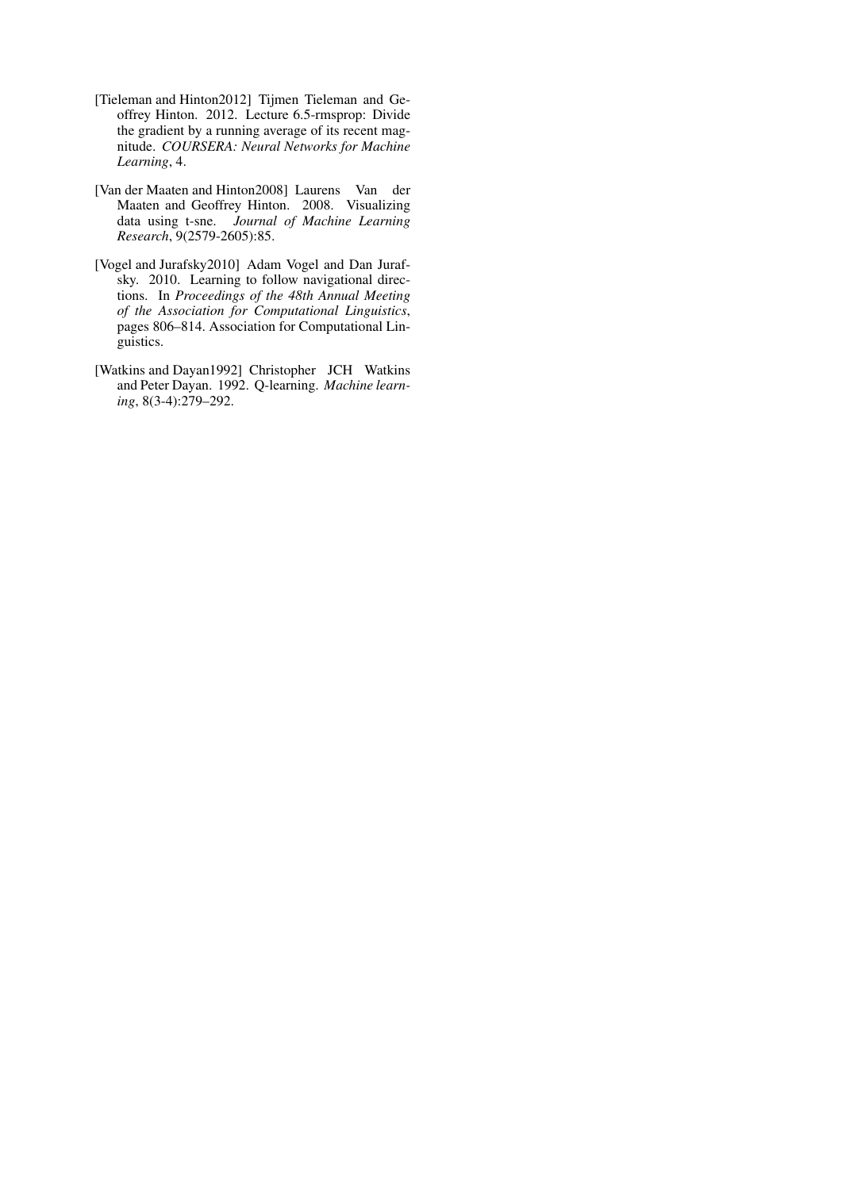[Tieleman and Hinton2012] Tijmen Tieleman and Geoffrey Hinton. 2012. Lecture 6.5-rmsprop: Divide the gradient by a running average of its recent magnitude. *COURSERA: Neural Networks for Machine Learning*, 4.

[Van der Maaten and Hinton2008] Laurens Van der Maaten and Geoffrey Hinton. 2008. Visualizing data using t-sne. *Journal of Machine Learning Research*, 9(2579-2605):85.

[Vogel and Jurafsky2010] Adam Vogel and Dan Jurafsky. 2010. Learning to follow navigational directions. In *Proceedings of the 48th Annual Meeting of the Association for Computational Linguistics*, pages 806–814. Association for Computational Linguistics.

[Watkins and Dayan1992] Christopher JCH Watkins and Peter Dayan. 1992. Q-learning. *Machine learning*, 8(3-4):279–292.